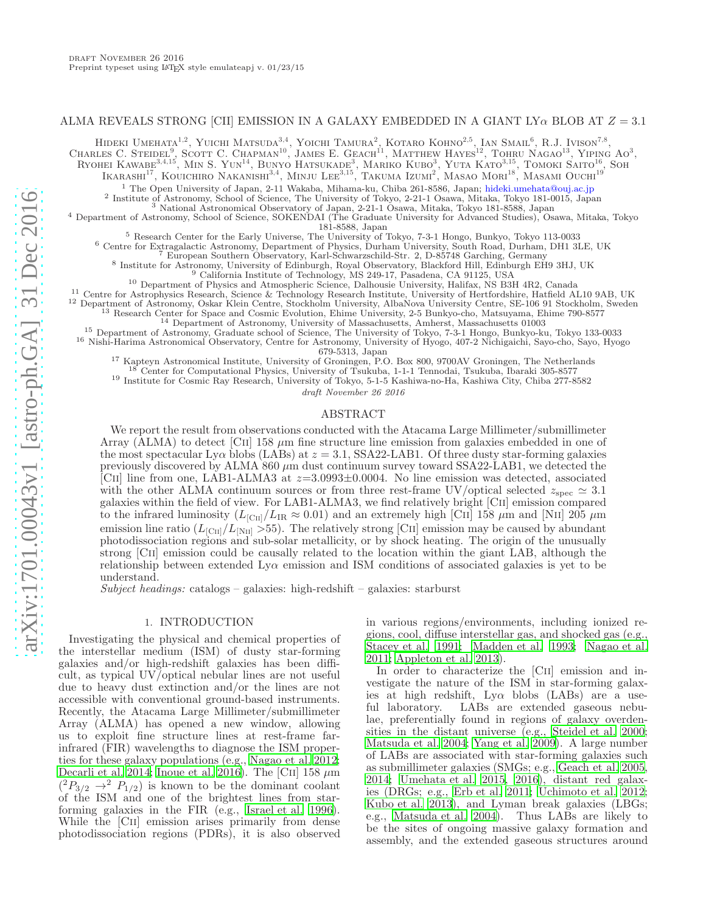# ALMA REVEALS STRONG [CII] EMISSION IN A GALAXY EMBEDDED IN A GIANT LYα BLOB AT $Z = 3.1$

Hideki Umehata[1,2], Yuichi Matsuda[3,4], Yoichi Tamura[2], Kotaro Kohno[2,5], Ian Smail[6], R.J. Ivison[7,8], Charles C. Steidel[9], Scott C. Chapman[10], James E. Geach[11], Matthew Hayes[12], Tohru Nagao[13], Yiping Ao[3], Ryohei Kawabe[3,4,15], Min S. Yun[14], Bunyo Hatsukade[3], Mariko Kubo[3], Yuta Kato[3,15], Tomoki Saito[16], Soh Ikarashi[17], Kouichiro Nakanishi[3,4], Minju Lee[3,15], Takuma Izumi[2], Masao Mori[18], Masami Ouchi[19]

[1] The Open University of Japan, 2-11 Wakaba, Mihama-ku, Chiba 261-8586, Japan; hideki.umehata@ouj.ac.jp
[2] Institute of Astronomy, School of Science, The University of Tokyo, 2-21-1 Osawa, Mitaka, Tokyo 181-0015, Japan
[3] National Astronomical Observatory of Japan, 2-21-1 Osawa, Mitaka, Tokyo 181-8588, Japan
[4] Department of Astronomy, School of Science, SOKENDAI (The Graduate University for Advanced Studies), Osawa, Mitaka, Tokyo 181-8588, Japan
[5] Research Center for the Early Universe, The University of Tokyo, 7-3-1 Hongo, Bunkyo, Tokyo 113-0033
[6] Centre for Extragalactic Astronomy, Department of Physics, Durham University, South Road, Durham, DH1 3LE, UK
[7] European Southern Observatory, Karl-Schwarzschild-Str. 2, D-85748 Garching, Germany
[8] Institute for Astronomy, University of Edinburgh, Royal Observatory, Blackford Hill, Edinburgh EH9 3HJ, UK
[9] California Institute of Technology, MS 249-17, Pasadena, CA 91125, USA
[10] Department of Physics and Atmospheric Science, Dalhousie University, Halifax, NS B3H 4R2, Canada
[11] Centre for Astrophysics Research, Science & Technology Research Institute, University of Hertfordshire, Hatfield AL10 9AB, UK
[12] Department of Astronomy, Oskar Klein Centre, Stockholm University, AlbaNova University Centre, SE-106 91 Stockholm, Sweden
[13] Research Center for Space and Cosmic Evolution, Ehime University, 2-5 Bunkyo-cho, Matsuyama, Ehime 790-8577
[14] Department of Astronomy, University of Massachusetts, Amherst, Massachusetts 01003
[15] Department of Astronomy, Graduate school of Science, The University of Tokyo, 7-3-1 Hongo, Bunkyo-ku, Tokyo 133-0022
[16] Nishi-Harima Astronomical Observatory, Centre for Astronomy, University of Hyogo, 407-2 Nichigaichi, Sayo-cho, Sayo, Hyogo 679-5313, Japan
[17] Kapteyn Astronomical Institute, University of Groningen, P.O. Box 800, 9700AV Groningen, The Netherlands
[18] Center for Computational Physics, University of Tsukuba, 1-1-1 Tennodai, Tsukuba, Ibaraki 305-8577
[19] Institute for Cosmic Ray Research, University of Tokyo, 5-1-5 Kashiwa-no-Ha, Kashiwa City, Chiba 277-8582

*draft November 26 2016*

## ABSTRACT

We report the result from observations conducted with the Atacama Large Millimeter/submillimeter Array (ALMA) to detect [CII] 158 μm fine structure line emission from galaxies embedded in one of the most spectacular Lyα blobs (LABs) at $z = 3.1$, SSA22-LAB1. Of three dusty star-forming galaxies previously discovered by ALMA 860 μm dust continuum survey toward SSA22-LAB1, we detected the [CII] line from one, LAB1-ALMA3 at $z$=3.0993±0.0004. No line emission was detected, associated with the other ALMA continuum sources or from three rest-frame UV/optical selected $z_{\rm spec} \simeq 3.1$ galaxies within the field of view. For LAB1-ALMA3, we find relatively bright [CII] emission compared to the infrared luminosity ($L_{\rm [CII]}/L_{\rm IR} \approx 0.01$) and an extremely high [CII] 158 μm and [NII] 205 μm emission line ratio ($L_{\rm [CII]}/L_{\rm [NII]} > 55$). The relatively strong [CII] emission may be caused by abundant photodissociation regions and sub-solar metallicity, or by shock heating. The origin of the unusually strong [CII] emission could be causally related to the location within the giant LAB, although the relationship between extended Lyα emission and ISM conditions of associated galaxies is yet to be understand.

*Subject headings:* catalogs – galaxies: high-redshift – galaxies: starburst

## 1. INTRODUCTION

Investigating the physical and chemical properties of the interstellar medium (ISM) of dusty star-forming galaxies and/or high-redshift galaxies has been difficult, as typical UV/optical nebular lines are not useful due to heavy dust extinction and/or the lines are not accessible with conventional ground-based instruments. Recently, the Atacama Large Millimeter/submillimeter Array (ALMA) has opened a new window, allowing us to exploit fine structure lines at rest-frame far-infrared (FIR) wavelengths to diagnose the ISM properties for these galaxy populations (e.g., Nagao et al. 2012; Decarli et al. 2014; Inoue et al. 2016). The [CII] 158 μm ($^2P_{3/2} \rightarrow {^2P_{1/2}}$) is known to be the dominant coolant of the ISM and one of the brightest lines from star-forming galaxies in the FIR (e.g., Israel et al. 1996). While the [CII] emission arises primarily from dense photodissociation regions (PDRs), it is also observed in various regions/environments, including ionized regions, cool, diffuse interstellar gas, and shocked gas (e.g., Stacey et al. 1991; Madden et al. 1993; Nagao et al. 2011; Appleton et al. 2013).

In order to characterize the [CII] emission and investigate the nature of the ISM in star-forming galaxies at high redshift, Lyα blobs (LABs) are a useful laboratory. LABs are extended gaseous nebulae, preferentially found in regions of galaxy overdensities in the distant universe (e.g., Steidel et al. 2000; Matsuda et al. 2004; Yang et al. 2009). A large number of LABs are associated with star-forming galaxies such as submillimeter galaxies (SMGs; e.g., Geach et al. 2005, 2014; Umehata et al. 2015, 2016), distant red galaxies (DRGs; e.g., Erb et al. 2011; Uchimoto et al. 2012; Kubo et al. 2013), and Lyman break galaxies (LBGs; e.g., Matsuda et al. 2004). Thus LABs are likely to be the sites of ongoing massive galaxy formation and assembly, and the extended gaseous structures around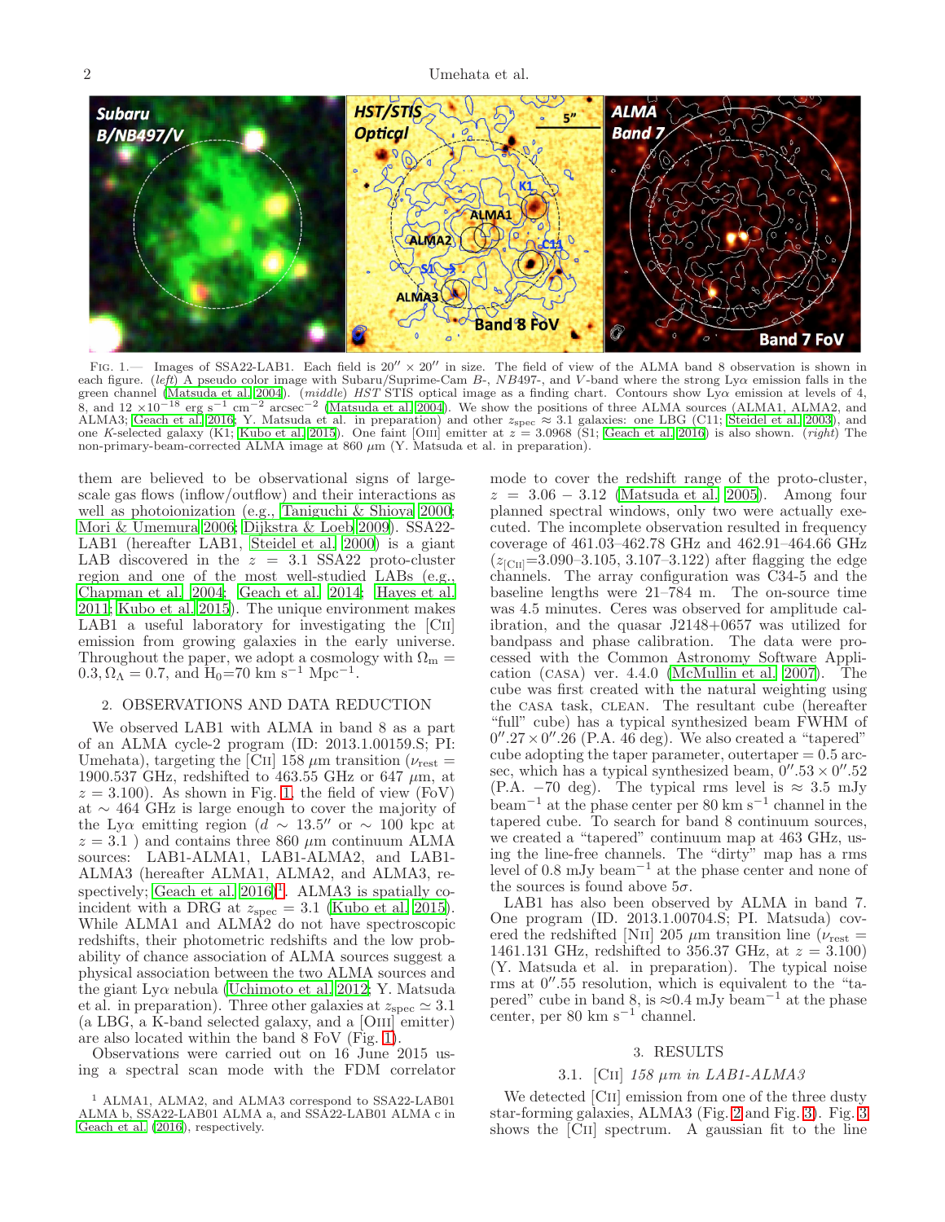Fig. 1.— Images of SSA22-LAB1. Each field is $20'' \times 20''$ in size. The field of view of the ALMA band 8 observation is shown in each figure. (*left*) A pseudo color image with Subaru/Suprime-Cam $B$-, $NB497$-, and $V$-band where the strong Ly$\alpha$ emission falls in the green channel (Matsuda et al. 2004). (*middle*) *HST* STIS optical image as a finding chart. Contours show Ly$\alpha$ emission at levels of 4, 8, and 12 $\times 10^{-18}$ erg s$^{-1}$ cm$^{-2}$ arcsec$^{-2}$ (Matsuda et al. 2004). We show the positions of three ALMA sources (ALMA1, ALMA2, and ALMA3; Geach et al. 2016; Y. Matsuda et al. in preparation) and other $z_{\rm spec} \approx 3.1$ galaxies: one LBG (C11; Steidel et al. 2003), and one $K$-selected galaxy (K1; Kubo et al. 2015). One faint [OIII] emitter at $z = 3.0968$ (S1; Geach et al. 2016) is also shown. (*right*) The non-primary-beam-corrected ALMA image at 860 $\mu$m (Y. Matsuda et al. in preparation).

them are believed to be observational signs of large-scale gas flows (inflow/outflow) and their interactions as well as photoionization (e.g., Taniguchi & Shioya 2000; Mori & Umemura 2006; Dijkstra & Loeb 2009). SSA22-LAB1 (hereafter LAB1, Steidel et al. 2000) is a giant LAB discovered in the $z = 3.1$ SSA22 proto-cluster region and one of the most well-studied LABs (e.g., Chapman et al. 2004; Geach et al. 2014; Hayes et al. 2011; Kubo et al. 2015). The unique environment makes LAB1 a useful laboratory for investigating the [CII] emission from growing galaxies in the early universe. Throughout the paper, we adopt a cosmology with $\Omega_{\rm m} = 0.3, \Omega_\Lambda = 0.7$, and H$_0$=70 km s$^{-1}$ Mpc$^{-1}$.

## 2. OBSERVATIONS AND DATA REDUCTION

We observed LAB1 with ALMA in band 8 as a part of an ALMA cycle-2 program (ID: 2013.1.00159.S; PI: Umehata), targeting the [CII] 158 $\mu$m transition ($\nu_{\rm rest}$ = 1900.537 GHz, redshifted to 463.55 GHz or 647 $\mu$m, at $z = 3.100$). As shown in Fig. 1, the field of view (FoV) at $\sim$ 464 GHz is large enough to cover the majority of the Ly$\alpha$ emitting region ($d \sim 13.5''$ or $\sim$ 100 kpc at $z = 3.1$ ) and contains three 860 $\mu$m continuum ALMA sources: LAB1-ALMA1, LAB1-ALMA2, and LAB1-ALMA3 (hereafter ALMA1, ALMA2, and ALMA3, respectively; Geach et al. 2016)[1]. ALMA3 is spatially coincident with a DRG at $z_{\rm spec} = 3.1$ (Kubo et al. 2015). While ALMA1 and ALMA2 do not have spectroscopic redshifts, their photometric redshifts and the low probability of chance association of ALMA sources suggest a physical association between the two ALMA sources and the giant Ly$\alpha$ nebula (Uchimoto et al. 2012; Y. Matsuda et al. in preparation). Three other galaxies at $z_{\rm spec} \simeq 3.1$ (a LBG, a K-band selected galaxy, and a [OIII] emitter) are also located within the band 8 FoV (Fig. 1).

Observations were carried out on 16 June 2015 using a spectral scan mode with the FDM correlator mode to cover the redshift range of the proto-cluster, $z$ = 3.06 − 3.12 (Matsuda et al. 2005). Among four planned spectral windows, only two were actually executed. The incomplete observation resulted in frequency coverage of 461.03–462.78 GHz and 462.91–464.66 GHz ($z_{\rm [CII]}$=3.090–3.105, 3.107–3.122) after flagging the edge channels. The array configuration was C34-5 and the baseline lengths were 21–784 m. The on-source time was 4.5 minutes. Ceres was observed for amplitude calibration, and the quasar J2148+0657 was utilized for bandpass and phase calibration. The data were processed with the Common Astronomy Software Application (CASA) ver. 4.4.0 (McMullin et al. 2007). The cube was first created with the natural weighting using the CASA task, CLEAN. The resultant cube (hereafter "full" cube) has a typical synthesized beam FWHM of $0''.27 \times 0''.26$ (P.A. 46 deg). We also created a "tapered" cube adopting the taper parameter, outertaper = 0.5 arcsec, which has a typical synthesized beam, $0''.53 \times 0''.52$ (P.A. −70 deg). The typical rms level is $\approx$ 3.5 mJy beam$^{-1}$ at the phase center per 80 km s$^{-1}$ channel in the tapered cube. To search for band 8 continuum sources, we created a "tapered" continuum map at 463 GHz, using the line-free channels. The "dirty" map has a rms level of 0.8 mJy beam$^{-1}$ at the phase center and none of the sources is found above 5$\sigma$.

LAB1 has also been observed by ALMA in band 7. One program (ID. 2013.1.00704.S; PI. Matsuda) covered the redshifted [NII] 205 $\mu$m transition line ($\nu_{\rm rest}$ = 1461.131 GHz, redshifted to 356.37 GHz, at $z$ = 3.100) (Y. Matsuda et al. in preparation). The typical noise rms at $0''.55$ resolution, which is equivalent to the "tapered" cube in band 8, is $\approx$0.4 mJy beam$^{-1}$ at the phase center, per 80 km s$^{-1}$ channel.

## 3. RESULTS

### 3.1. [CII] *158 μm in LAB1-ALMA3*

We detected [CII] emission from one of the three dusty star-forming galaxies, ALMA3 (Fig. 2 and Fig. 3). Fig. 3 shows the [CII] spectrum. A gaussian fit to the line

[1] ALMA1, ALMA2, and ALMA3 correspond to SSA22-LAB01 ALMA b, SSA22-LAB01 ALMA a, and SSA22-LAB01 ALMA c in Geach et al. (2016), respectively.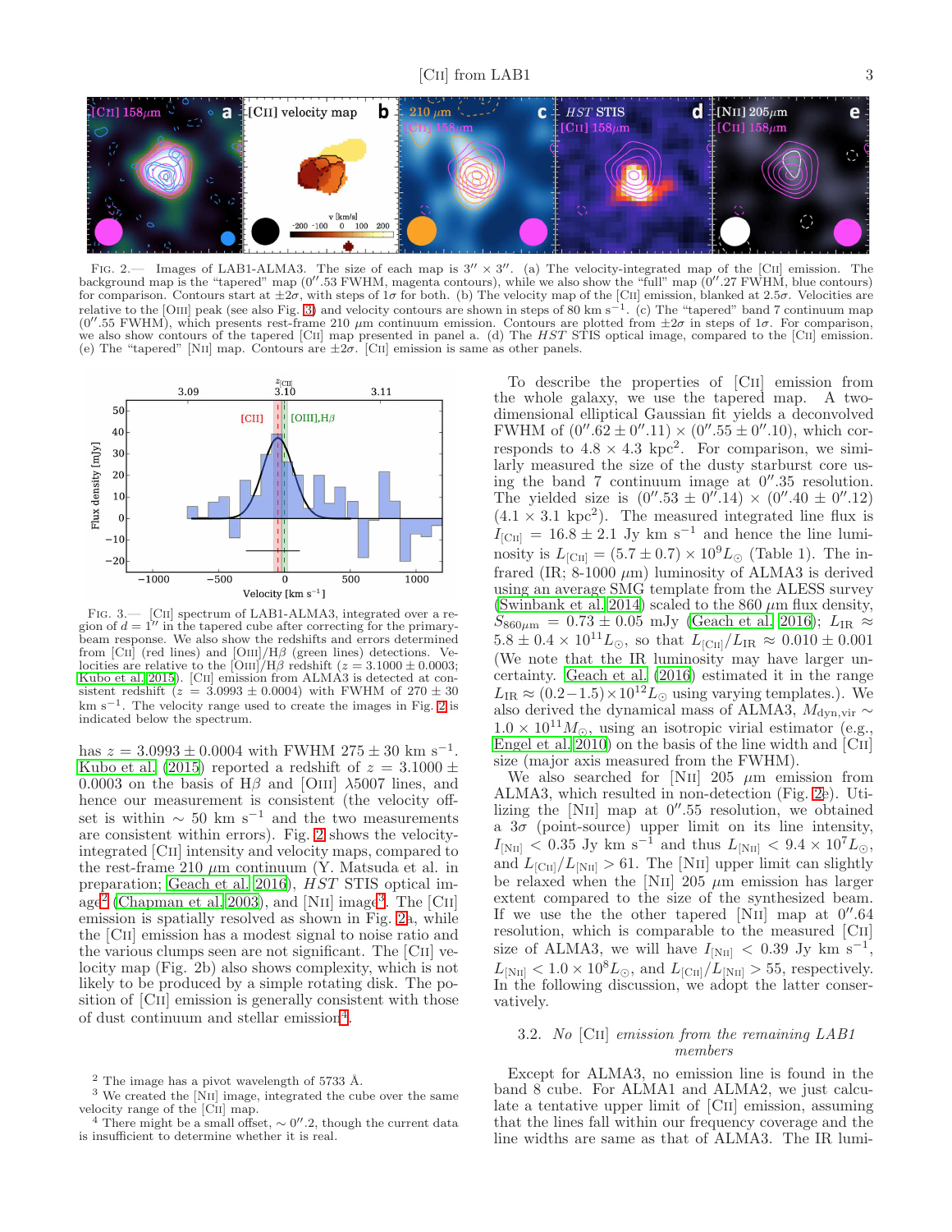Fig. 2.— Images of LAB1-ALMA3. The size of each map is $3'' \times 3''$. (a) The velocity-integrated map of the [CII] emission. The background map is the "tapered" map ($0''.53$ FWHM, magenta contours), while we also show the "full" map ($0''.27$ FWHM, blue contours) for comparison. Contours start at $\pm 2\sigma$, with steps of $1\sigma$ for both. (b) The velocity map of the [CII] emission, blanked at $2.5\sigma$. Velocities are relative to the [OIII] peak (see also Fig. 3) and velocity contours are shown in steps of 80 km s$^{-1}$. (c) The "tapered" band 7 continuum map ($0''.55$ FWHM), which presents rest-frame 210 $\mu$m continuum emission. Contours are plotted from $\pm 2\sigma$ in steps of $1\sigma$. For comparison, we also show contours of the tapered [CII] map presented in panel a. (d) The *HST* STIS optical image, compared to the [CII] emission. (e) The "tapered" [NII] map. Contours are $\pm 2\sigma$. [CII] emission is same as other panels.

Fig. 3.— [CII] spectrum of LAB1-ALMA3, integrated over a region of $d = 1''$ in the tapered cube after correcting for the primary-beam response. We also show the redshifts and errors determined from [CII] (red lines) and [OIII]/H$\beta$ (green lines) detections. Velocities are relative to the [OIII]/H$\beta$ redshift ($z = 3.1000 \pm 0.0003$; Kubo et al. 2015). [CII] emission from ALMA3 is detected at consistent redshift ($z = 3.0993 \pm 0.0004$) with FWHM of $270 \pm 30$ km s$^{-1}$. The velocity range used to create the images in Fig. 2 is indicated below the spectrum.

has $z = 3.0993 \pm 0.0004$ with FWHM $275 \pm 30$ km s$^{-1}$. Kubo et al. (2015) reported a redshift of $z = 3.1000 \pm 0.0003$ on the basis of H$\beta$ and [OIII] $\lambda$5007 lines, and hence our measurement is consistent (the velocity offset is within $\sim 50$ km s$^{-1}$ and the two measurements are consistent within errors). Fig. 2 shows the velocity-integrated [CII] intensity and velocity maps, compared to the rest-frame 210 $\mu$m continuum (Y. Matsuda et al. in preparation; Geach et al. 2016), *HST* STIS optical image[2] (Chapman et al. 2003), and [NII] image[3]. The [CII] emission is spatially resolved as shown in Fig. 2a, while the [CII] emission has a modest signal to noise ratio and the various clumps seen are not significant. The [CII] velocity map (Fig. 2b) also shows complexity, which is not likely to be produced by a simple rotating disk. The position of [CII] emission is generally consistent with those of dust continuum and stellar emission[4].

To describe the properties of [CII] emission from the whole galaxy, we use the tapered map. A two-dimensional elliptical Gaussian fit yields a deconvolved FWHM of $(0''.62 \pm 0''.11) \times (0''.55 \pm 0''.10)$, which corresponds to $4.8 \times 4.3$ kpc$^2$. For comparison, we similarly measured the size of the dusty starburst core using the band 7 continuum image at $0''.35$ resolution. The yielded size is $(0''.53 \pm 0''.14) \times (0''.40 \pm 0''.12)$ ($4.1 \times 3.1$ kpc$^2$). The measured integrated line flux is $I_{\rm [CII]} = 16.8 \pm 2.1$ Jy km s$^{-1}$ and hence the line luminosity is $L_{\rm [CII]} = (5.7 \pm 0.7) \times 10^9 L_\odot$ (Table 1). The infrared (IR; 8-1000 $\mu$m) luminosity of ALMA3 is derived using an average SMG template from the ALESS survey (Swinbank et al. 2014) scaled to the 860 $\mu$m flux density, $S_{860\mu{\rm m}} = 0.73 \pm 0.05$ mJy (Geach et al. 2016); $L_{\rm IR} \approx 5.8 \pm 0.4 \times 10^{11} L_\odot$, so that $L_{\rm [CII]}/L_{\rm IR} \approx 0.010 \pm 0.001$ (We note that the IR luminosity may have larger uncertainty. Geach et al. (2016) estimated it in the range $L_{\rm IR} \approx (0.2-1.5) \times 10^{12} L_\odot$ using varying templates.). We also derived the dynamical mass of ALMA3, $M_{\rm dyn,vir} \sim 1.0 \times 10^{11} M_\odot$, using an isotropic virial estimator (e.g., Engel et al. 2010) on the basis of the line width and [CII] size (major axis measured from the FWHM).

We also searched for [NII] 205 $\mu$m emission from ALMA3, which resulted in non-detection (Fig. 2e). Utilizing the [NII] map at $0''.55$ resolution, we obtained a $3\sigma$ (point-source) upper limit on its line intensity, $I_{\rm [NII]} < 0.35$ Jy km s$^{-1}$ and thus $L_{\rm [NII]} < 9.4 \times 10^7 L_\odot$, and $L_{\rm [CII]}/L_{\rm [NII]} > 61$. The [NII] upper limit can slightly be relaxed when the [NII] 205 $\mu$m emission has larger extent compared to the size of the synthesized beam. If we use the the other tapered [NII] map at $0''.64$ resolution, which is comparable to the measured [CII] size of ALMA3, we will have $I_{\rm [NII]} < 0.39$ Jy km s$^{-1}$, $L_{\rm [NII]} < 1.0 \times 10^8 L_\odot$, and $L_{\rm [CII]}/L_{\rm [NII]} > 55$, respectively. In the following discussion, we adopt the latter conservatively.

### 3.2. *No* [CII] *emission from the remaining LAB1 members*

Except for ALMA3, no emission line is found in the band 8 cube. For ALMA1 and ALMA2, we just calculate a tentative upper limit of [CII] emission, assuming that the lines fall within our frequency coverage and the line widths are same as that of ALMA3. The IR lumi-

[2] The image has a pivot wavelength of 5733 Å.

[3] We created the [NII] image, integrated the cube over the same velocity range of the [CII] map.

[4] There might be a small offset, $\sim 0''.2$, though the current data is insufficient to determine whether it is real.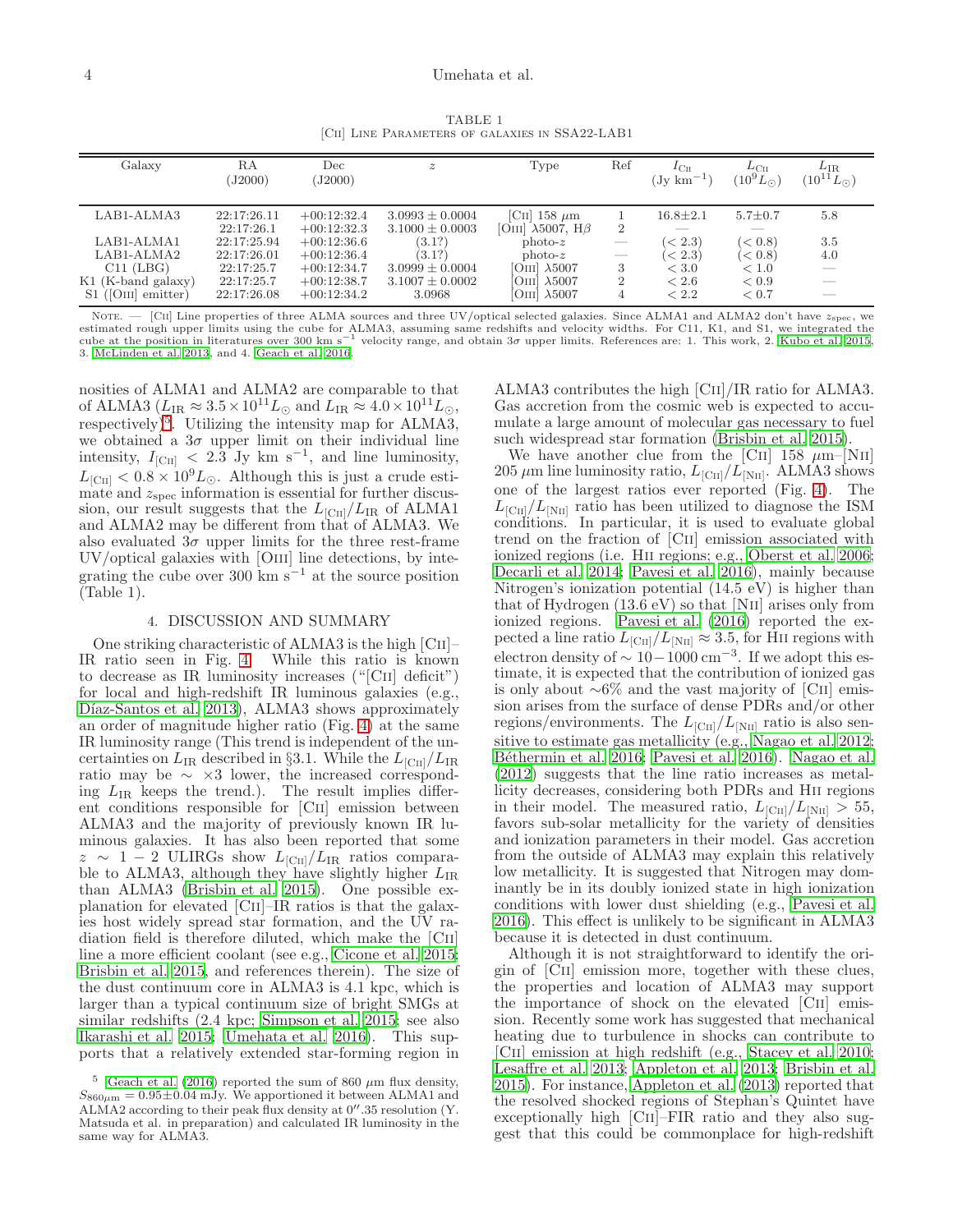TABLE 1
[CII] Line Parameters of galaxies in SSA22-LAB1

| Galaxy | RA (J2000) | Dec (J2000) | $z$ | Type | Ref | $I_{\rm CII}$ (Jy km$^{-1}$) | $L_{\rm CII}$ ($10^9 L_\odot$) | $L_{\rm IR}$ ($10^{11} L_\odot$) |
|---|---|---|---|---|---|---|---|---|
| LAB1-ALMA3 | 22:17:26.11 | +00:12:32.4 | $3.0993 \pm 0.0004$ | [CII] 158 $\mu$m | 1 | 16.8±2.1 | 5.7±0.7 | 5.8 |
| | 22:17:26.1 | +00:12:32.3 | $3.1000 \pm 0.0003$ | [OIII] $\lambda$5007, H$\beta$ | 2 | — | — | |
| LAB1-ALMA1 | 22:17:25.94 | +00:12:36.6 | (3.1?) | photo-$z$ | — | ($< 2.3$) | ($< 0.8$) | 3.5 |
| LAB1-ALMA2 | 22:17:26.01 | +00:12:36.4 | (3.1?) | photo-$z$ | — | ($< 2.3$) | ($< 0.8$) | 4.0 |
| C11 (LBG) | 22:17:25.7 | +00:12:34.7 | $3.0999 \pm 0.0004$ | [OIII] $\lambda$5007 | 3 | $< 3.0$ | $< 1.0$ | — |
| K1 (K-band galaxy) | 22:17:25.7 | +00:12:38.7 | $3.1007 \pm 0.0002$ | [OIII] $\lambda$5007 | 2 | $< 2.6$ | $< 0.9$ | — |
| S1 ([OIII] emitter) | 22:17:26.08 | +00:12:34.2 | 3.0968 | [OIII] $\lambda$5007 | 4 | $< 2.2$ | $< 0.7$ | — |

Note. — [CII] Line properties of three ALMA sources and three UV/optical selected galaxies. Since ALMA1 and ALMA2 don't have $z_{\rm spec}$, we estimated rough upper limits using the cube for ALMA3, assuming same redshifts and velocity widths. For C11, K1, and S1, we integrated the cube at the position in literatures over 300 km s$^{-1}$ velocity range, and obtain $3\sigma$ upper limits. References are: 1. This work, 2. Kubo et al. 2015, 3. McLinden et al. 2013, and 4. Geach et al. 2016.

nosities of ALMA1 and ALMA2 are comparable to that of ALMA3 ($L_{\rm IR} \approx 3.5 \times 10^{11} L_\odot$ and $L_{\rm IR} \approx 4.0 \times 10^{11} L_\odot$, respectively)[5]. Utilizing the intensity map for ALMA3, we obtained a $3\sigma$ upper limit on their individual line intensity, $I_{\rm [CII]} < 2.3$ Jy km s$^{-1}$, and line luminosity, $L_{\rm [CII]} < 0.8 \times 10^9 L_\odot$. Although this is just a crude estimate and $z_{\rm spec}$ information is essential for further discussion, our result suggests that the $L_{\rm [CII]}/L_{\rm IR}$ of ALMA1 and ALMA2 may be different from that of ALMA3. We also evaluated $3\sigma$ upper limits for the three rest-frame UV/optical galaxies with [OIII] line detections, by integrating the cube over 300 km s$^{-1}$ at the source position (Table 1).

## 4. DISCUSSION AND SUMMARY

One striking characteristic of ALMA3 is the high [CII]–IR ratio seen in Fig. 4. While this ratio is known to decrease as IR luminosity increases ("[CII] deficit") for local and high-redshift IR luminous galaxies (e.g., Díaz-Santos et al. 2013), ALMA3 shows approximately an order of magnitude higher ratio (Fig. 4) at the same IR luminosity range (This trend is independent of the uncertainties on $L_{\rm IR}$ described in §3.1. While the $L_{\rm [CII]}/L_{\rm IR}$ ratio may be $\sim \times 3$ lower, the increased corresponding $L_{\rm IR}$ keeps the trend.). The result implies different conditions responsible for [CII] emission between ALMA3 and the majority of previously known IR luminous galaxies. It has also been reported that some $z \sim 1-2$ ULIRGs show $L_{\rm [CII]}/L_{\rm IR}$ ratios comparable to ALMA3, although they have slightly higher $L_{\rm IR}$ than ALMA3 (Brisbin et al. 2015). One possible explanation for elevated [CII]–IR ratios is that the galaxies host widely spread star formation, and the UV radiation field is therefore diluted, which make the [CII] line a more efficient coolant (see e.g., Cicone et al. 2015; Brisbin et al. 2015, and references therein). The size of the dust continuum core in ALMA3 is 4.1 kpc, which is larger than a typical continuum size of bright SMGs at similar redshifts (2.4 kpc; Simpson et al. 2015; see also Ikarashi et al. 2015; Umehata et al. 2016). This supports that a relatively extended star-forming region in ALMA3 contributes the high [CII]/IR ratio for ALMA3. Gas accretion from the cosmic web is expected to accumulate a large amount of molecular gas necessary to fuel such widespread star formation (Brisbin et al. 2015).

We have another clue from the [CII] 158 $\mu$m–[NII] 205 $\mu$m line luminosity ratio, $L_{\rm [CII]}/L_{\rm [NII]}$. ALMA3 shows one of the largest ratios ever reported (Fig. 4). The $L_{\rm [CII]}/L_{\rm [NII]}$ ratio has been utilized to diagnose the ISM conditions. In particular, it is used to evaluate global trend on the fraction of [CII] emission associated with ionized regions (i.e. HII regions; e.g., Oberst et al. 2006; Decarli et al. 2014; Pavesi et al. 2016), mainly because Nitrogen's ionization potential (14.5 eV) is higher than that of Hydrogen (13.6 eV) so that [NII] arises only from ionized regions. Pavesi et al. (2016) reported the expected a line ratio $L_{\rm [CII]}/L_{\rm [NII]} \approx 3.5$, for HII regions with electron density of $\sim 10-1000$ cm$^{-3}$. If we adopt this estimate, it is expected that the contribution of ionized gas is only about $\sim$6% and the vast majority of [CII] emission arises from the surface of dense PDRs and/or other regions/environments. The $L_{\rm [CII]}/L_{\rm [NII]}$ ratio is also sensitive to estimate gas metallicity (e.g., Nagao et al. 2012; Béthermin et al. 2016; Pavesi et al. 2016). Nagao et al. (2012) suggests that the line ratio increases as metallicity decreases, considering both PDRs and HII regions in their model. The measured ratio, $L_{\rm [CII]}/L_{\rm [NII]} > 55$, favors sub-solar metallicity for the variety of densities and ionization parameters in their model. Gas accretion from the outside of ALMA3 may explain this relatively low metallicity. It is suggested that Nitrogen may dominantly be in its doubly ionized state in high ionization conditions with lower dust shielding (e.g., Pavesi et al. 2016). This effect is unlikely to be significant in ALMA3 because it is detected in dust continuum.

Although it is not straightforward to identify the origin of [CII] emission more, together with these clues, the properties and location of ALMA3 may support the importance of shock on the elevated [CII] emission. Recently some work has suggested that mechanical heating due to turbulence in shocks can contribute to [CII] emission at high redshift (e.g., Stacey et al. 2010; Lesaffre et al. 2013; Appleton et al. 2013; Brisbin et al. 2015). For instance, Appleton et al. (2013) reported that the resolved shocked regions of Stephan's Quintet have exceptionally high [CII]–FIR ratio and they also suggest that this could be commonplace for high-redshift

[5] Geach et al. (2016) reported the sum of 860 $\mu$m flux density, $S_{860\mu{\rm m}} = 0.95 \pm 0.04$ mJy. We apportioned it between ALMA1 and ALMA2 according to their peak flux density at 0″.35 resolution (Y. Matsuda et al. in preparation) and calculated IR luminosity in the same way for ALMA3.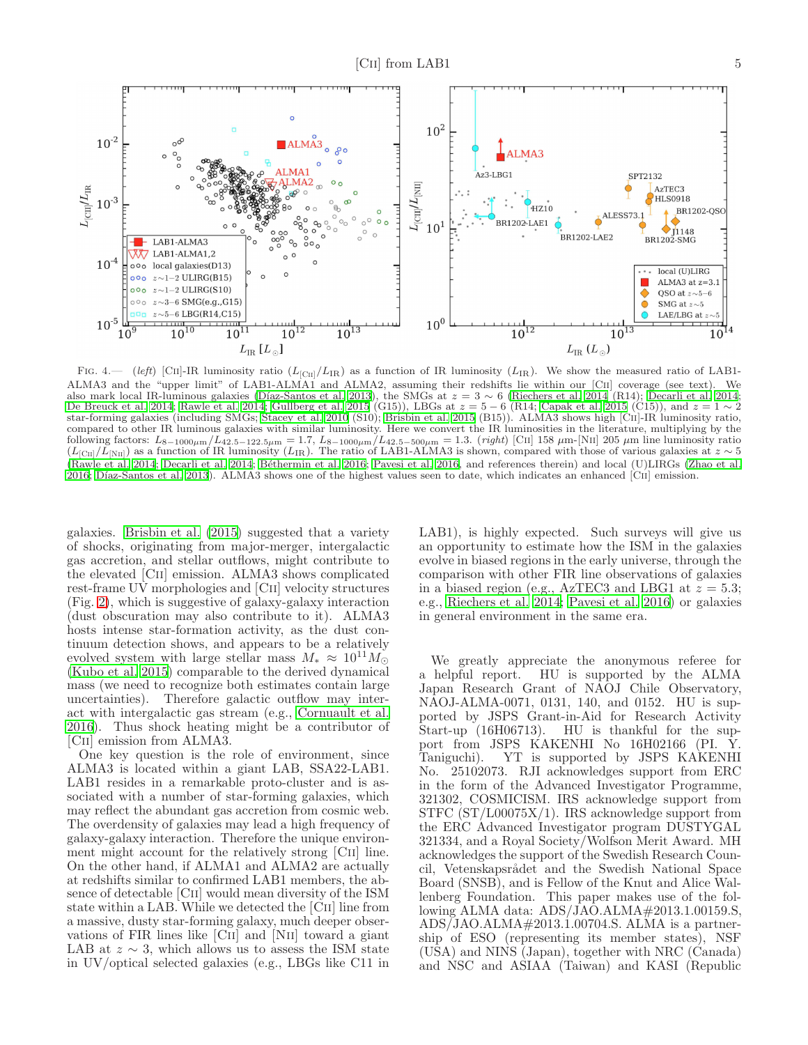FIG. 4.— (*left*) [CII]-IR luminosity ratio ($L_{[\rm CII]}/L_{\rm IR}$) as a function of IR luminosity ($L_{\rm IR}$). We show the measured ratio of LAB1-ALMA3 and the "upper limit" of LAB1-ALMA1 and ALMA2, assuming their redshifts lie within our [CII] coverage (see text). We also mark local IR-luminous galaxies (Díaz-Santos et al. 2013), the SMGs at $z = 3 \sim 6$ (Riechers et al. 2014 (R14); Decarli et al. 2014; De Breuck et al. 2014; Rawle et al. 2014; Gullberg et al. 2015 (G15)), LBGs at $z = 5-6$ (R14; Capak et al. 2015 (C15)), and $z = 1 \sim 2$ star-forming galaxies (including SMGs; Stacey et al. 2010 (S10); Brisbin et al. 2015 (B15)). ALMA3 shows high [CII]-IR luminosity ratio, compared to other IR luminous galaxies with similar luminosity. Here we convert the IR luminosities in the literature, multiplying by the following factors: $L_{8-1000\mu m}/L_{42.5-122.5\mu m} = 1.7$, $L_{8-1000\mu m}/L_{42.5-500\mu m} = 1.3$. (*right*) [CII] 158 $\mu$m-[NII] 205 $\mu$m line luminosity ratio ($L_{[\rm CII]}/L_{[\rm NII]}$) as a function of IR luminosity ($L_{\rm IR}$). The ratio of LAB1-ALMA3 is shown, compared with those of various galaxies at $z \sim 5$ (Rawle et al. 2014; Decarli et al. 2014; Béthermin et al. 2016; Pavesi et al. 2016, and references therein) and local (U)LIRGs (Zhao et al. 2016; Díaz-Santos et al. 2013). ALMA3 shows one of the highest values seen to date, which indicates an enhanced [CII] emission.

galaxies. Brisbin et al. (2015) suggested that a variety of shocks, originating from major-merger, intergalactic gas accretion, and stellar outflows, might contribute to the elevated [CII] emission. ALMA3 shows complicated rest-frame UV morphologies and [CII] velocity structures (Fig. 2), which is suggestive of galaxy-galaxy interaction (dust obscuration may also contribute to it). ALMA3 hosts intense star-formation activity, as the dust continuum detection shows, and appears to be a relatively evolved system with large stellar mass $M_* \approx 10^{11} M_\odot$ (Kubo et al. 2015) comparable to the derived dynamical mass (we need to recognize both estimates contain large uncertainties). Therefore galactic outflow may interact with intergalactic gas stream (e.g., Cornuault et al. 2016). Thus shock heating might be a contributor of [CII] emission from ALMA3.

One key question is the role of environment, since ALMA3 is located within a giant LAB, SSA22-LAB1. LAB1 resides in a remarkable proto-cluster and is associated with a number of star-forming galaxies, which may reflect the abundant gas accretion from cosmic web. The overdensity of galaxies may lead a high frequency of galaxy-galaxy interaction. Therefore the unique environment might account for the relatively strong [CII] line. On the other hand, if ALMA1 and ALMA2 are actually at redshifts similar to confirmed LAB1 members, the absence of detectable [CII] would mean diversity of the ISM state within a LAB. While we detected the [CII] line from a massive, dusty star-forming galaxy, much deeper observations of FIR lines like [CII] and [NII] toward a giant LAB at $z \sim 3$, which allows us to assess the ISM state in UV/optical selected galaxies (e.g., LBGs like C11 in LAB1), is highly expected. Such surveys will give us an opportunity to estimate how the ISM in the galaxies evolve in biased regions in the early universe, through the comparison with other FIR line observations of galaxies in a biased region (e.g., AzTEC3 and LBG1 at $z = 5.3$; e.g., Riechers et al. 2014; Pavesi et al. 2016) or galaxies in general environment in the same era.

We greatly appreciate the anonymous referee for a helpful report. HU is supported by the ALMA Japan Research Grant of NAOJ Chile Observatory, NAOJ-ALMA-0071, 0131, 140, and 0152. HU is supported by JSPS Grant-in-Aid for Research Activity Start-up (16H06713). HU is thankful for the support from JSPS KAKENHI No 16H02166 (PI. Y. Taniguchi). YT is supported by JSPS KAKENHI No. 25102073. RJI acknowledges support from ERC in the form of the Advanced Investigator Programme, 321302, COSMICISM. IRS acknowledge support from STFC (ST/L00075X/1). IRS acknowledge support from the ERC Advanced Investigator program DUSTYGAL 321334, and a Royal Society/Wolfson Merit Award. MH acknowledges the support of the Swedish Research Council, Vetenskapsrådet and the Swedish National Space Board (SNSB), and is Fellow of the Knut and Alice Wallenberg Foundation. This paper makes use of the following ALMA data: ADS/JAO.ALMA#2013.1.00159.S, ADS/JAO.ALMA#2013.1.00704.S. ALMA is a partnership of ESO (representing its member states), NSF (USA) and NINS (Japan), together with NRC (Canada) and NSC and ASIAA (Taiwan) and KASI (Republic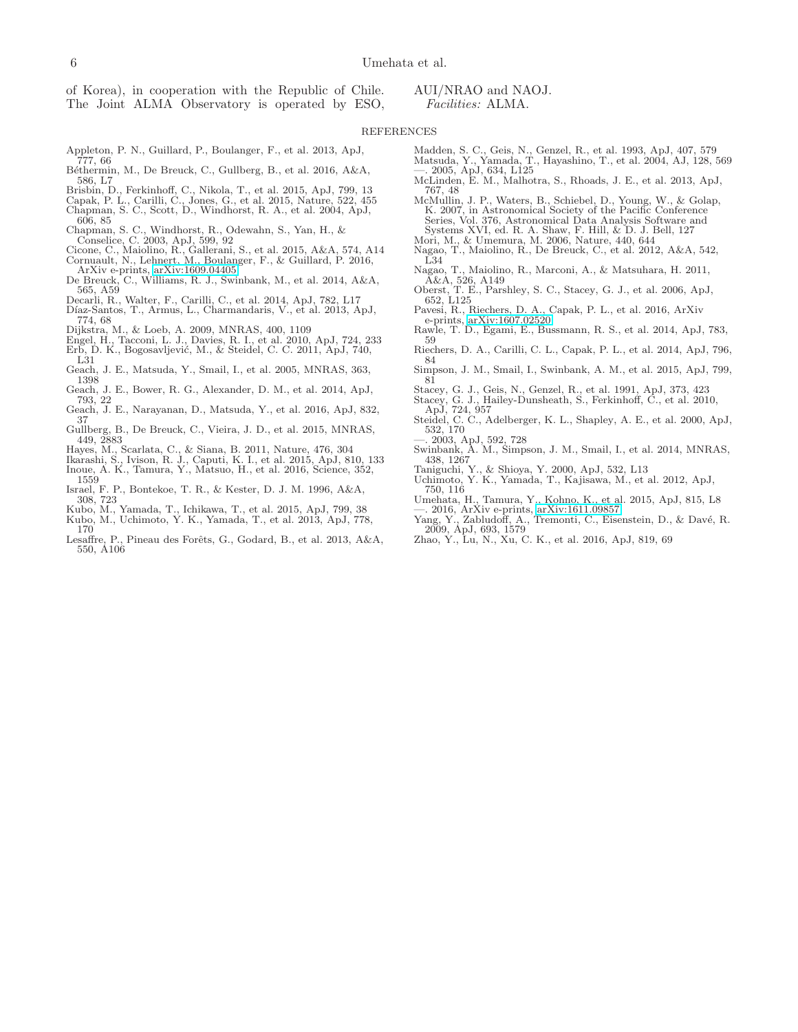of Korea), in cooperation with the Republic of Chile. The Joint ALMA Observatory is operated by ESO, AUI/NRAO and NAOJ.

*Facilities:* ALMA.

## REFERENCES

Appleton, P. N., Guillard, P., Boulanger, F., et al. 2013, ApJ, 777, 66

Béthermin, M., De Breuck, C., Gullberg, B., et al. 2016, A&A, 586, L7

Brisbin, D., Ferkinhoff, C., Nikola, T., et al. 2015, ApJ, 799, 13

Capak, P. L., Carilli, C., Jones, G., et al. 2015, Nature, 522, 455

Chapman, S. C., Scott, D., Windhorst, R. A., et al. 2004, ApJ, 606, 85

Chapman, S. C., Windhorst, R., Odewahn, S., Yan, H., & Conselice, C. 2003, ApJ, 599, 92

Cicone, C., Maiolino, R., Gallerani, S., et al. 2015, A&A, 574, A14

Cornuault, N., Lehnert, M., Boulanger, F., & Guillard, P. 2016, ArXiv e-prints, arXiv:1609.04405

De Breuck, C., Williams, R. J., Swinbank, M., et al. 2014, A&A, 565, A59

Decarli, R., Walter, F., Carilli, C., et al. 2014, ApJ, 782, L17

Díaz-Santos, T., Armus, L., Charmandaris, V., et al. 2013, ApJ, 774, 68

Dijkstra, M., & Loeb, A. 2009, MNRAS, 400, 1109

Engel, H., Tacconi, L. J., Davies, R. I., et al. 2010, ApJ, 724, 233

Erb, D. K., Bogosavljević, M., & Steidel, C. C. 2011, ApJ, 740, L31

Geach, J. E., Matsuda, Y., Smail, I., et al. 2005, MNRAS, 363, 1398

Geach, J. E., Bower, R. G., Alexander, D. M., et al. 2014, ApJ, 793, 22

Geach, J. E., Narayanan, D., Matsuda, Y., et al. 2016, ApJ, 832, 37

Gullberg, B., De Breuck, C., Vieira, J. D., et al. 2015, MNRAS, 449, 2883

Hayes, M., Scarlata, C., & Siana, B. 2011, Nature, 476, 304

Ikarashi, S., Ivison, R. J., Caputi, K. I., et al. 2015, ApJ, 810, 133

Inoue, A. K., Tamura, Y., Matsuo, H., et al. 2016, Science, 352, 1559

Israel, F. P., Bontekoe, T. R., & Kester, D. J. M. 1996, A&A, 308, 723

Kubo, M., Yamada, T., Ichikawa, T., et al. 2015, ApJ, 799, 38

Kubo, M., Uchimoto, Y. K., Yamada, T., et al. 2013, ApJ, 778, 170

Lesaffre, P., Pineau des Forêts, G., Godard, B., et al. 2013, A&A, 550, A106

Madden, S. C., Geis, N., Genzel, R., et al. 1993, ApJ, 407, 579

Matsuda, Y., Yamada, T., Hayashino, T., et al. 2004, AJ, 128, 569

—. 2005, ApJ, 634, L125

McLinden, E. M., Malhotra, S., Rhoads, J. E., et al. 2013, ApJ, 767, 48

McMullin, J. P., Waters, B., Schiebel, D., Young, W., & Golap, K. 2007, in Astronomical Society of the Pacific Conference Series, Vol. 376, Astronomical Data Analysis Software and Systems XVI, ed. R. A. Shaw, F. Hill, & D. J. Bell, 127

Mori, M., & Umemura, M. 2006, Nature, 440, 644

Nagao, T., Maiolino, R., De Breuck, C., et al. 2012, A&A, 542, L34

Nagao, T., Maiolino, R., Marconi, A., & Matsuhara, H. 2011, A&A, 526, A149

Oberst, T. E., Parshley, S. C., Stacey, G. J., et al. 2006, ApJ, 652, L125

Pavesi, R., Riechers, D. A., Capak, P. L., et al. 2016, ArXiv e-prints, arXiv:1607.02520

Rawle, T. D., Egami, E., Bussmann, R. S., et al. 2014, ApJ, 783, 59

Riechers, D. A., Carilli, C. L., Capak, P. L., et al. 2014, ApJ, 796, 84

Simpson, J. M., Smail, I., Swinbank, A. M., et al. 2015, ApJ, 799, 81

Stacey, G. J., Geis, N., Genzel, R., et al. 1991, ApJ, 373, 423

Stacey, G. J., Hailey-Dunsheath, S., Ferkinhoff, C., et al. 2010, ApJ, 724, 957

Steidel, C. C., Adelberger, K. L., Shapley, A. E., et al. 2000, ApJ, 532, 170

—. 2003, ApJ, 592, 728

Swinbank, A. M., Simpson, J. M., Smail, I., et al. 2014, MNRAS, 438, 1267

Taniguchi, Y., & Shioya, Y. 2000, ApJ, 532, L13

Uchimoto, Y. K., Yamada, T., Kajisawa, M., et al. 2012, ApJ, 750, 116

Umehata, H., Tamura, Y., Kohno, K., et al. 2015, ApJ, 815, L8

—. 2016, ArXiv e-prints, arXiv:1611.09857

Yang, Y., Zabludoff, A., Tremonti, C., Eisenstein, D., & Davé, R. 2009, ApJ, 693, 1579

Zhao, Y., Lu, N., Xu, C. K., et al. 2016, ApJ, 819, 69